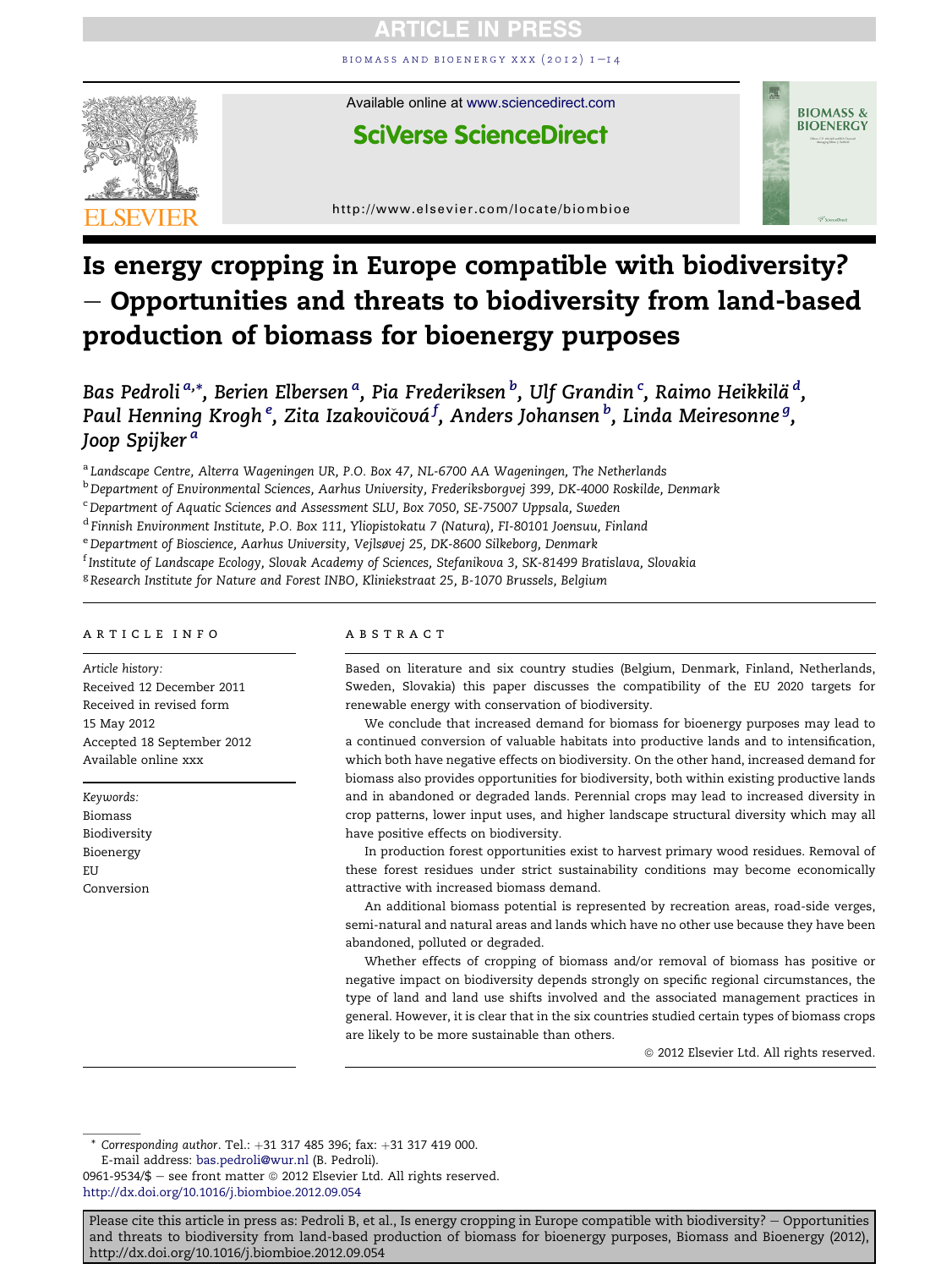# Is energy cropping in Europe compatible with biodiversity? – Opportunities and threats to biodiversity from land-based production of biomass for bioenergy purposes

Bas Pedroli [a,*], Berien Elbersen [a], Pia Frederiksen [b], Ulf Grandin [c], Raimo Heikkilä [d], Paul Henning Krogh [e], Zita Izakovičová [f], Anders Johansen [b], Linda Meiresonne [g], Joop Spijker [a]

[a] Landscape Centre, Alterra Wageningen UR, P.O. Box 47, NL-6700 AA Wageningen, The Netherlands
[b] Department of Environmental Sciences, Aarhus University, Frederiksborgvej 399, DK-4000 Roskilde, Denmark
[c] Department of Aquatic Sciences and Assessment SLU, Box 7050, SE-75007 Uppsala, Sweden
[d] Finnish Environment Institute, P.O. Box 111, Yliopistokatu 7 (Natura), FI-80101 Joensuu, Finland
[e] Department of Bioscience, Aarhus University, Vejlsøvej 25, DK-8600 Silkeborg, Denmark
[f] Institute of Landscape Ecology, Slovak Academy of Sciences, Stefanikova 3, SK-81499 Bratislava, Slovakia
[g] Research Institute for Nature and Forest INBO, Kliniekstraat 25, B-1070 Brussels, Belgium

## ARTICLE INFO

*Article history:*
Received 12 December 2011
Received in revised form 15 May 2012
Accepted 18 September 2012
Available online xxx

*Keywords:*
Biomass
Biodiversity
Bioenergy
EU
Conversion

## ABSTRACT

Based on literature and six country studies (Belgium, Denmark, Finland, Netherlands, Sweden, Slovakia) this paper discusses the compatibility of the EU 2020 targets for renewable energy with conservation of biodiversity.

We conclude that increased demand for biomass for bioenergy purposes may lead to a continued conversion of valuable habitats into productive lands and to intensification, which both have negative effects on biodiversity. On the other hand, increased demand for biomass also provides opportunities for biodiversity, both within existing productive lands and in abandoned or degraded lands. Perennial crops may lead to increased diversity in crop patterns, lower input uses, and higher landscape structural diversity which may all have positive effects on biodiversity.

In production forest opportunities exist to harvest primary wood residues. Removal of these forest residues under strict sustainability conditions may become economically attractive with increased biomass demand.

An additional biomass potential is represented by recreation areas, road-side verges, semi-natural and natural areas and lands which have no other use because they have been abandoned, polluted or degraded.

Whether effects of cropping of biomass and/or removal of biomass has positive or negative impact on biodiversity depends strongly on specific regional circumstances, the type of land and land use shifts involved and the associated management practices in general. However, it is clear that in the six countries studied certain types of biomass crops are likely to be more sustainable than others.

© 2012 Elsevier Ltd. All rights reserved.

\* *Corresponding author*. Tel.: +31 317 485 396; fax: +31 317 419 000.
E-mail address: bas.pedroli@wur.nl (B. Pedroli).
0961-9534/$ – see front matter © 2012 Elsevier Ltd. All rights reserved.
http://dx.doi.org/10.1016/j.biombioe.2012.09.054

Please cite this article in press as: Pedroli B, et al., Is energy cropping in Europe compatible with biodiversity? – Opportunities and threats to biodiversity from land-based production of biomass for bioenergy purposes, Biomass and Bioenergy (2012), http://dx.doi.org/10.1016/j.biombioe.2012.09.054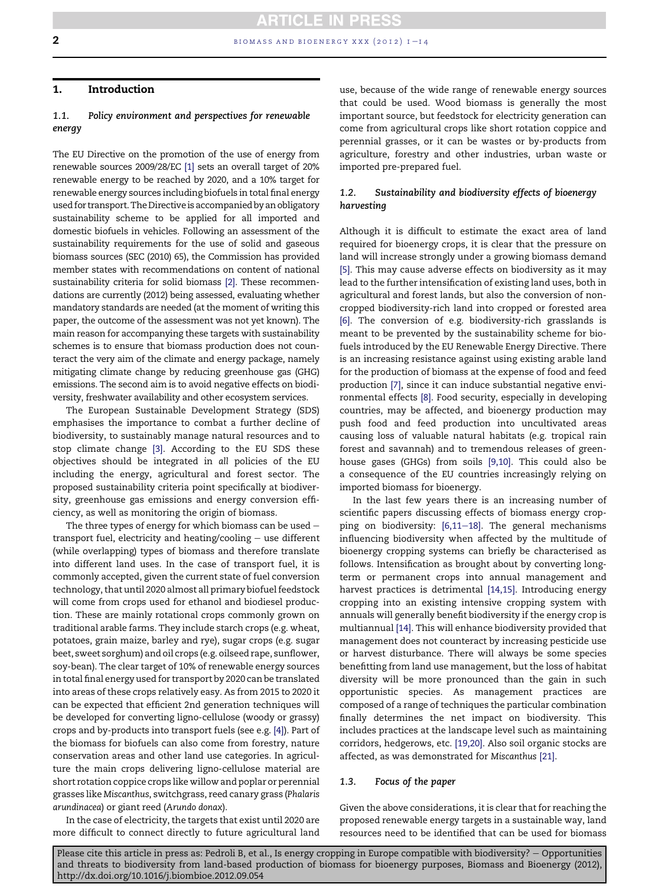## 1. Introduction

### 1.1. Policy environment and perspectives for renewable energy

The EU Directive on the promotion of the use of energy from renewable sources 2009/28/EC [1] sets an overall target of 20% renewable energy to be reached by 2020, and a 10% target for renewable energy sources including biofuels in total final energy used for transport. The Directive is accompanied by an obligatory sustainability scheme to be applied for all imported and domestic biofuels in vehicles. Following an assessment of the sustainability requirements for the use of solid and gaseous biomass sources (SEC (2010) 65), the Commission has provided member states with recommendations on content of national sustainability criteria for solid biomass [2]. These recommendations are currently (2012) being assessed, evaluating whether mandatory standards are needed (at the moment of writing this paper, the outcome of the assessment was not yet known). The main reason for accompanying these targets with sustainability schemes is to ensure that biomass production does not counteract the very aim of the climate and energy package, namely mitigating climate change by reducing greenhouse gas (GHG) emissions. The second aim is to avoid negative effects on biodiversity, freshwater availability and other ecosystem services.

The European Sustainable Development Strategy (SDS) emphasises the importance to combat a further decline of biodiversity, to sustainably manage natural resources and to stop climate change [3]. According to the EU SDS these objectives should be integrated in *all* policies of the EU including the energy, agricultural and forest sector. The proposed sustainability criteria point specifically at biodiversity, greenhouse gas emissions and energy conversion efficiency, as well as monitoring the origin of biomass.

The three types of energy for which biomass can be used – transport fuel, electricity and heating/cooling – use different (while overlapping) types of biomass and therefore translate into different land uses. In the case of transport fuel, it is commonly accepted, given the current state of fuel conversion technology, that until 2020 almost all primary biofuel feedstock will come from crops used for ethanol and biodiesel production. These are mainly rotational crops commonly grown on traditional arable farms. They include starch crops (e.g. wheat, potatoes, grain maize, barley and rye), sugar crops (e.g. sugar beet, sweet sorghum) and oil crops (e.g. oilseed rape, sunflower, soy-bean). The clear target of 10% of renewable energy sources in total final energy used for transport by 2020 can be translated into areas of these crops relatively easy. As from 2015 to 2020 it can be expected that efficient 2nd generation techniques will be developed for converting ligno-cellulose (woody or grassy) crops and by-products into transport fuels (see e.g. [4]). Part of the biomass for biofuels can also come from forestry, nature conservation areas and other land use categories. In agriculture the main crops delivering ligno-cellulose material are short rotation coppice crops like willow and poplar or perennial grasses like *Miscanthus*, switchgrass, reed canary grass (*Phalaris arundinacea*) or giant reed (*Arundo donax*).

In the case of electricity, the targets that exist until 2020 are more difficult to connect directly to future agricultural land use, because of the wide range of renewable energy sources that could be used. Wood biomass is generally the most important source, but feedstock for electricity generation can come from agricultural crops like short rotation coppice and perennial grasses, or it can be wastes or by-products from agriculture, forestry and other industries, urban waste or imported pre-prepared fuel.

### 1.2. Sustainability and biodiversity effects of bioenergy harvesting

Although it is difficult to estimate the exact area of land required for bioenergy crops, it is clear that the pressure on land will increase strongly under a growing biomass demand [5]. This may cause adverse effects on biodiversity as it may lead to the further intensification of existing land uses, both in agricultural and forest lands, but also the conversion of non-cropped biodiversity-rich land into cropped or forested area [6]. The conversion of e.g. biodiversity-rich grasslands is meant to be prevented by the sustainability scheme for biofuels introduced by the EU Renewable Energy Directive. There is an increasing resistance against using existing arable land for the production of biomass at the expense of food and feed production [7], since it can induce substantial negative environmental effects [8]. Food security, especially in developing countries, may be affected, and bioenergy production may push food and feed production into uncultivated areas causing loss of valuable natural habitats (e.g. tropical rain forest and savannah) and to tremendous releases of greenhouse gases (GHGs) from soils [9,10]. This could also be a consequence of the EU countries increasingly relying on imported biomass for bioenergy.

In the last few years there is an increasing number of scientific papers discussing effects of biomass energy cropping on biodiversity: [6,11–18]. The general mechanisms influencing biodiversity when affected by the multitude of bioenergy cropping systems can briefly be characterised as follows. Intensification as brought about by converting long-term or permanent crops into annual management and harvest practices is detrimental [14,15]. Introducing energy cropping into an existing intensive cropping system with annuals will generally benefit biodiversity if the energy crop is multiannual [14]. This will enhance biodiversity provided that management does not counteract by increasing pesticide use or harvest disturbance. There will always be some species benefitting from land use management, but the loss of habitat diversity will be more pronounced than the gain in such opportunistic species. As management practices are composed of a range of techniques the particular combination finally determines the net impact on biodiversity. This includes practices at the landscape level such as maintaining corridors, hedgerows, etc. [19,20]. Also soil organic stocks are affected, as was demonstrated for *Miscanthus* [21].

### 1.3. Focus of the paper

Given the above considerations, it is clear that for reaching the proposed renewable energy targets in a sustainable way, land resources need to be identified that can be used for biomass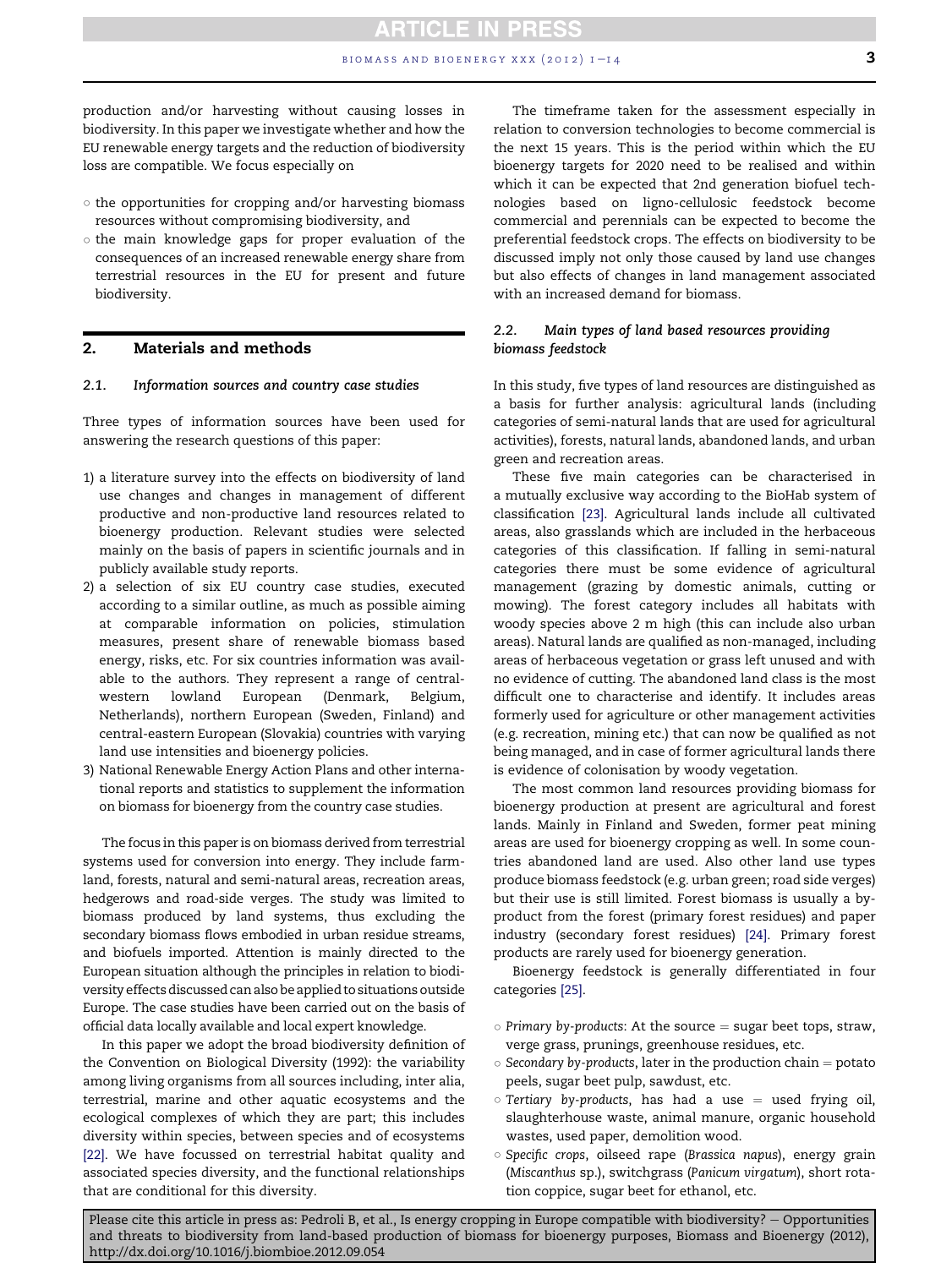production and/or harvesting without causing losses in biodiversity. In this paper we investigate whether and how the EU renewable energy targets and the reduction of biodiversity loss are compatible. We focus especially on

- the opportunities for cropping and/or harvesting biomass resources without compromising biodiversity, and
- the main knowledge gaps for proper evaluation of the consequences of an increased renewable energy share from terrestrial resources in the EU for present and future biodiversity.

## 2. Materials and methods

### 2.1. Information sources and country case studies

Three types of information sources have been used for answering the research questions of this paper:

1) a literature survey into the effects on biodiversity of land use changes and changes in management of different productive and non-productive land resources related to bioenergy production. Relevant studies were selected mainly on the basis of papers in scientific journals and in publicly available study reports.
2) a selection of six EU country case studies, executed according to a similar outline, as much as possible aiming at comparable information on policies, stimulation measures, present share of renewable biomass based energy, risks, etc. For six countries information was available to the authors. They represent a range of central-western lowland European (Denmark, Belgium, Netherlands), northern European (Sweden, Finland) and central-eastern European (Slovakia) countries with varying land use intensities and bioenergy policies.
3) National Renewable Energy Action Plans and other international reports and statistics to supplement the information on biomass for bioenergy from the country case studies.

The focus in this paper is on biomass derived from terrestrial systems used for conversion into energy. They include farmland, forests, natural and semi-natural areas, recreation areas, hedgerows and road-side verges. The study was limited to biomass produced by land systems, thus excluding the secondary biomass flows embodied in urban residue streams, and biofuels imported. Attention is mainly directed to the European situation although the principles in relation to biodiversity effects discussed can also be applied to situations outside Europe. The case studies have been carried out on the basis of official data locally available and local expert knowledge.

In this paper we adopt the broad biodiversity definition of the Convention on Biological Diversity (1992): the variability among living organisms from all sources including, inter alia, terrestrial, marine and other aquatic ecosystems and the ecological complexes of which they are part; this includes diversity within species, between species and of ecosystems [22]. We have focussed on terrestrial habitat quality and associated species diversity, and the functional relationships that are conditional for this diversity.

The timeframe taken for the assessment especially in relation to conversion technologies to become commercial is the next 15 years. This is the period within which the EU bioenergy targets for 2020 need to be realised and within which it can be expected that 2nd generation biofuel technologies based on ligno-cellulosic feedstock become commercial and perennials can be expected to become the preferential feedstock crops. The effects on biodiversity to be discussed imply not only those caused by land use changes but also effects of changes in land management associated with an increased demand for biomass.

### 2.2. Main types of land based resources providing biomass feedstock

In this study, five types of land resources are distinguished as a basis for further analysis: agricultural lands (including categories of semi-natural lands that are used for agricultural activities), forests, natural lands, abandoned lands, and urban green and recreation areas.

These five main categories can be characterised in a mutually exclusive way according to the BioHab system of classification [23]. Agricultural lands include all cultivated areas, also grasslands which are included in the herbaceous categories of this classification. If falling in semi-natural categories there must be some evidence of agricultural management (grazing by domestic animals, cutting or mowing). The forest category includes all habitats with woody species above 2 m high (this can include also urban areas). Natural lands are qualified as non-managed, including areas of herbaceous vegetation or grass left unused and with no evidence of cutting. The abandoned land class is the most difficult one to characterise and identify. It includes areas formerly used for agriculture or other management activities (e.g. recreation, mining etc.) that can now be qualified as not being managed, and in case of former agricultural lands there is evidence of colonisation by woody vegetation.

The most common land resources providing biomass for bioenergy production at present are agricultural and forest lands. Mainly in Finland and Sweden, former peat mining areas are used for bioenergy cropping as well. In some countries abandoned land are used. Also other land use types produce biomass feedstock (e.g. urban green; road side verges) but their use is still limited. Forest biomass is usually a by-product from the forest (primary forest residues) and paper industry (secondary forest residues) [24]. Primary forest products are rarely used for bioenergy generation.

Bioenergy feedstock is generally differentiated in four categories [25].

- *Primary by-products*: At the source = sugar beet tops, straw, verge grass, prunings, greenhouse residues, etc.
- *Secondary by-products*, later in the production chain = potato peels, sugar beet pulp, sawdust, etc.
- *Tertiary by-products*, has had a use = used frying oil, slaughterhouse waste, animal manure, organic household wastes, used paper, demolition wood.
- *Specific crops*, oilseed rape (*Brassica napus*), energy grain (*Miscanthus* sp.), switchgrass (*Panicum virgatum*), short rotation coppice, sugar beet for ethanol, etc.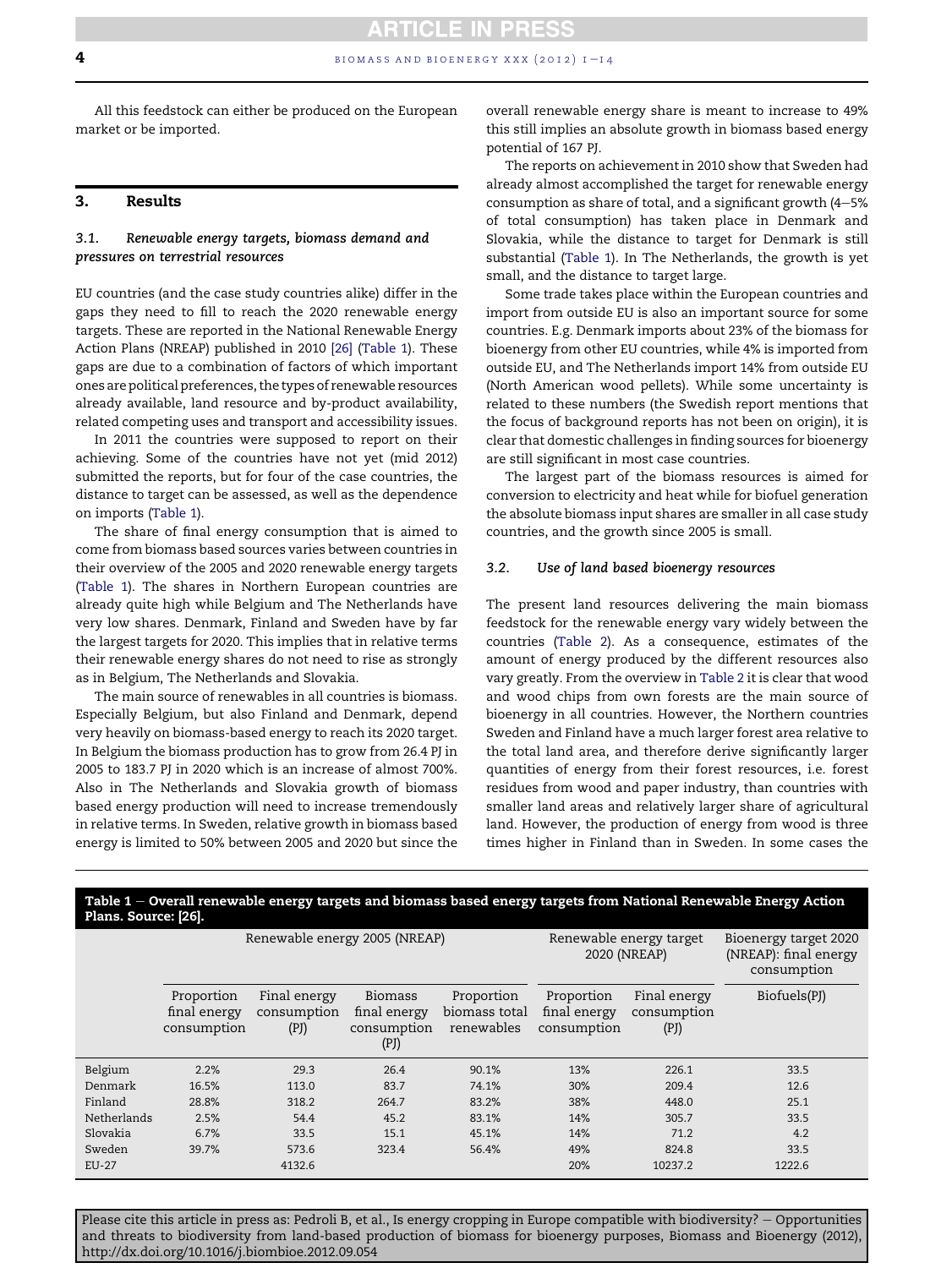All this feedstock can either be produced on the European market or be imported.

## 3. Results

### 3.1. Renewable energy targets, biomass demand and pressures on terrestrial resources

EU countries (and the case study countries alike) differ in the gaps they need to fill to reach the 2020 renewable energy targets. These are reported in the National Renewable Energy Action Plans (NREAP) published in 2010 [26] (Table 1). These gaps are due to a combination of factors of which important ones are political preferences, the types of renewable resources already available, land resource and by-product availability, related competing uses and transport and accessibility issues.

In 2011 the countries were supposed to report on their achieving. Some of the countries have not yet (mid 2012) submitted the reports, but for four of the case countries, the distance to target can be assessed, as well as the dependence on imports (Table 1).

The share of final energy consumption that is aimed to come from biomass based sources varies between countries in their overview of the 2005 and 2020 renewable energy targets (Table 1). The shares in Northern European countries are already quite high while Belgium and The Netherlands have very low shares. Denmark, Finland and Sweden have by far the largest targets for 2020. This implies that in relative terms their renewable energy shares do not need to rise as strongly as in Belgium, The Netherlands and Slovakia.

The main source of renewables in all countries is biomass. Especially Belgium, but also Finland and Denmark, depend very heavily on biomass-based energy to reach its 2020 target. In Belgium the biomass production has to grow from 26.4 PJ in 2005 to 183.7 PJ in 2020 which is an increase of almost 700%. Also in The Netherlands and Slovakia growth of biomass based energy production will need to increase tremendously in relative terms. In Sweden, relative growth in biomass based energy is limited to 50% between 2005 and 2020 but since the overall renewable energy share is meant to increase to 49% this still implies an absolute growth in biomass based energy potential of 167 PJ.

The reports on achievement in 2010 show that Sweden had already almost accomplished the target for renewable energy consumption as share of total, and a significant growth (4–5% of total consumption) has taken place in Denmark and Slovakia, while the distance to target for Denmark is still substantial (Table 1). In The Netherlands, the growth is yet small, and the distance to target large.

Some trade takes place within the European countries and import from outside EU is also an important source for some countries. E.g. Denmark imports about 23% of the biomass for bioenergy from other EU countries, while 4% is imported from outside EU, and The Netherlands import 14% from outside EU (North American wood pellets). While some uncertainty is related to these numbers (the Swedish report mentions that the focus of background reports has not been on origin), it is clear that domestic challenges in finding sources for bioenergy are still significant in most case countries.

The largest part of the biomass resources is aimed for conversion to electricity and heat while for biofuel generation the absolute biomass input shares are smaller in all case study countries, and the growth since 2005 is small.

### 3.2. Use of land based bioenergy resources

The present land resources delivering the main biomass feedstock for the renewable energy vary widely between the countries (Table 2). As a consequence, estimates of the amount of energy produced by the different resources also vary greatly. From the overview in Table 2 it is clear that wood and wood chips from own forests are the main source of bioenergy in all countries. However, the Northern countries Sweden and Finland have a much larger forest area relative to the total land area, and therefore derive significantly larger quantities of energy from their forest resources, i.e. forest residues from wood and paper industry, than countries with smaller land areas and relatively larger share of agricultural land. However, the production of energy from wood is three times higher in Finland than in Sweden. In some cases the

**Table 1 – Overall renewable energy targets and biomass based energy targets from National Renewable Energy Action Plans. Source: [26].**

| | Renewable energy 2005 (NREAP) | | | | Renewable energy target 2020 (NREAP) | | Bioenergy target 2020 (NREAP): final energy consumption |
|---|---|---|---|---|---|---|---|
| | Proportion final energy consumption | Final energy consumption (PJ) | Biomass final energy consumption (PJ) | Proportion biomass total renewables | Proportion final energy consumption | Final energy consumption (PJ) | Biofuels(PJ) |
| Belgium | 2.2% | 29.3 | 26.4 | 90.1% | 13% | 226.1 | 33.5 |
| Denmark | 16.5% | 113.0 | 83.7 | 74.1% | 30% | 209.4 | 12.6 |
| Finland | 28.8% | 318.2 | 264.7 | 83.2% | 38% | 448.0 | 25.1 |
| Netherlands | 2.5% | 54.4 | 45.2 | 83.1% | 14% | 305.7 | 33.5 |
| Slovakia | 6.7% | 33.5 | 15.1 | 45.1% | 14% | 71.2 | 4.2 |
| Sweden | 39.7% | 573.6 | 323.4 | 56.4% | 49% | 824.8 | 33.5 |
| EU-27 | | 4132.6 | | | 20% | 10237.2 | 1222.6 |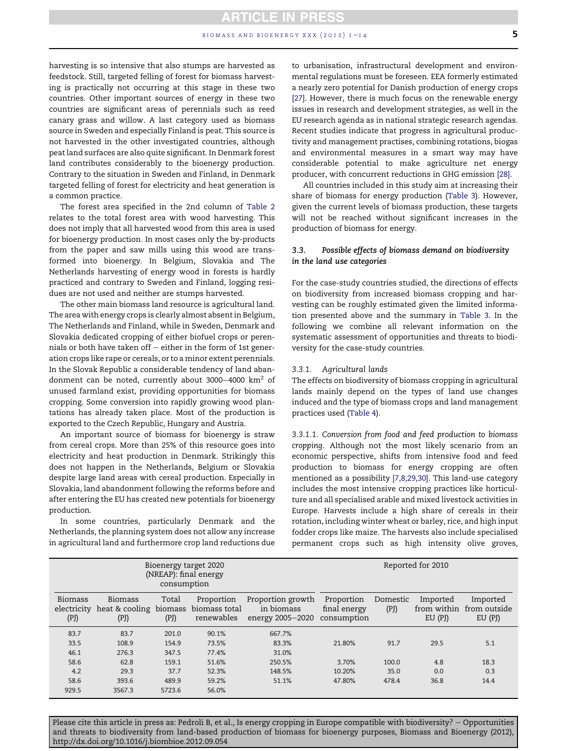harvesting is so intensive that also stumps are harvested as feedstock. Still, targeted felling of forest for biomass harvesting is practically not occurring at this stage in these two countries. Other important sources of energy in these two countries are significant areas of perennials such as reed canary grass and willow. A last category used as biomass source in Sweden and especially Finland is peat. This source is not harvested in the other investigated countries, although peat land surfaces are also quite significant. In Denmark forest land contributes considerably to the bioenergy production. Contrary to the situation in Sweden and Finland, in Denmark targeted felling of forest for electricity and heat generation is a common practice.

The forest area specified in the 2nd column of Table 2 relates to the total forest area with wood harvesting. This does not imply that all harvested wood from this area is used for bioenergy production. In most cases only the by-products from the paper and saw mills using this wood are transformed into bioenergy. In Belgium, Slovakia and The Netherlands harvesting of energy wood in forests is hardly practiced and contrary to Sweden and Finland, logging residues are not used and neither are stumps harvested.

The other main biomass land resource is agricultural land. The area with energy crops is clearly almost absent in Belgium, The Netherlands and Finland, while in Sweden, Denmark and Slovakia dedicated cropping of either biofuel crops or perennials or both have taken off – either in the form of 1st generation crops like rape or cereals, or to a minor extent perennials. In the Slovak Republic a considerable tendency of land abandonment can be noted, currently about 3000–4000 km$^2$ of unused farmland exist, providing opportunities for biomass cropping. Some conversion into rapidly growing wood plantations has already taken place. Most of the production is exported to the Czech Republic, Hungary and Austria.

An important source of biomass for bioenergy is straw from cereal crops. More than 25% of this resource goes into electricity and heat production in Denmark. Strikingly this does not happen in the Netherlands, Belgium or Slovakia despite large land areas with cereal production. Especially in Slovakia, land abandonment following the reforms before and after entering the EU has created new potentials for bioenergy production.

In some countries, particularly Denmark and the Netherlands, the planning system does not allow any increase in agricultural land and furthermore crop land reductions due to urbanisation, infrastructural development and environmental regulations must be foreseen. EEA formerly estimated a nearly zero potential for Danish production of energy crops [27]. However, there is much focus on the renewable energy issues in research and development strategies, as well in the EU research agenda as in national strategic research agendas. Recent studies indicate that progress in agricultural productivity and management practises, combining rotations, biogas and environmental measures in a smart way may have considerable potential to make agriculture net energy producer, with concurrent reductions in GHG emission [28].

All countries included in this study aim at increasing their share of biomass for energy production (Table 3). However, given the current levels of biomass production, these targets will not be reached without significant increases in the production of biomass for energy.

### 3.3. Possible effects of biomass demand on biodiversity in the land use categories

For the case-study countries studied, the directions of effects on biodiversity from increased biomass cropping and harvesting can be roughly estimated given the limited information presented above and the summary in Table 3. In the following we combine all relevant information on the systematic assessment of opportunities and threats to biodiversity for the case-study countries.

#### 3.3.1. Agricultural lands

The effects on biodiversity of biomass cropping in agricultural lands mainly depend on the types of land use changes induced and the type of biomass crops and land management practices used (Table 4).

*3.3.1.1. Conversion from food and feed production to biomass cropping.* Although not the most likely scenario from an economic perspective, shifts from intensive food and feed production to biomass for energy cropping are often mentioned as a possibility [7,8,29,30]. This land-use category includes the most intensive cropping practices like horticulture and all specialised arable and mixed livestock activities in Europe. Harvests include a high share of cereals in their rotation, including winter wheat or barley, rice, and high input fodder crops like maize. The harvests also include specialised permanent crops such as high intensity olive groves,

| Bioenergy target 2020 (NREAP): final energy consumption | | | | | Reported for 2010 | | | |
|---|---|---|---|---|---|---|---|---|
| Biomass electricity (PJ) | Biomass heat & cooling (PJ) | Total biomass (PJ) | Proportion biomass total renewables | Proportion growth in biomass energy 2005–2020 | Proportion final energy consumption | Domestic (PJ) | Imported from within EU (PJ) | Imported from outside EU (PJ) |
| 83.7 | 83.7 | 201.0 | 90.1% | 667.7% | | | | |
| 33.5 | 108.9 | 154.9 | 73.5% | 83.3% | 21.80% | 91.7 | 29.5 | 5.1 |
| 46.1 | 276.3 | 347.5 | 77.4% | 31.0% | | | | |
| 58.6 | 62.8 | 159.1 | 51.6% | 250.5% | 3.70% | 100.0 | 4.8 | 18.3 |
| 4.2 | 29.3 | 37.7 | 52.3% | 148.5% | 10.20% | 35.0 | 0.0 | 0.3 |
| 58.6 | 393.6 | 489.9 | 59.2% | 51.1% | 47.80% | 478.4 | 36.8 | 14.4 |
| 929.5 | 3567.3 | 5723.6 | 56.0% | | | | | |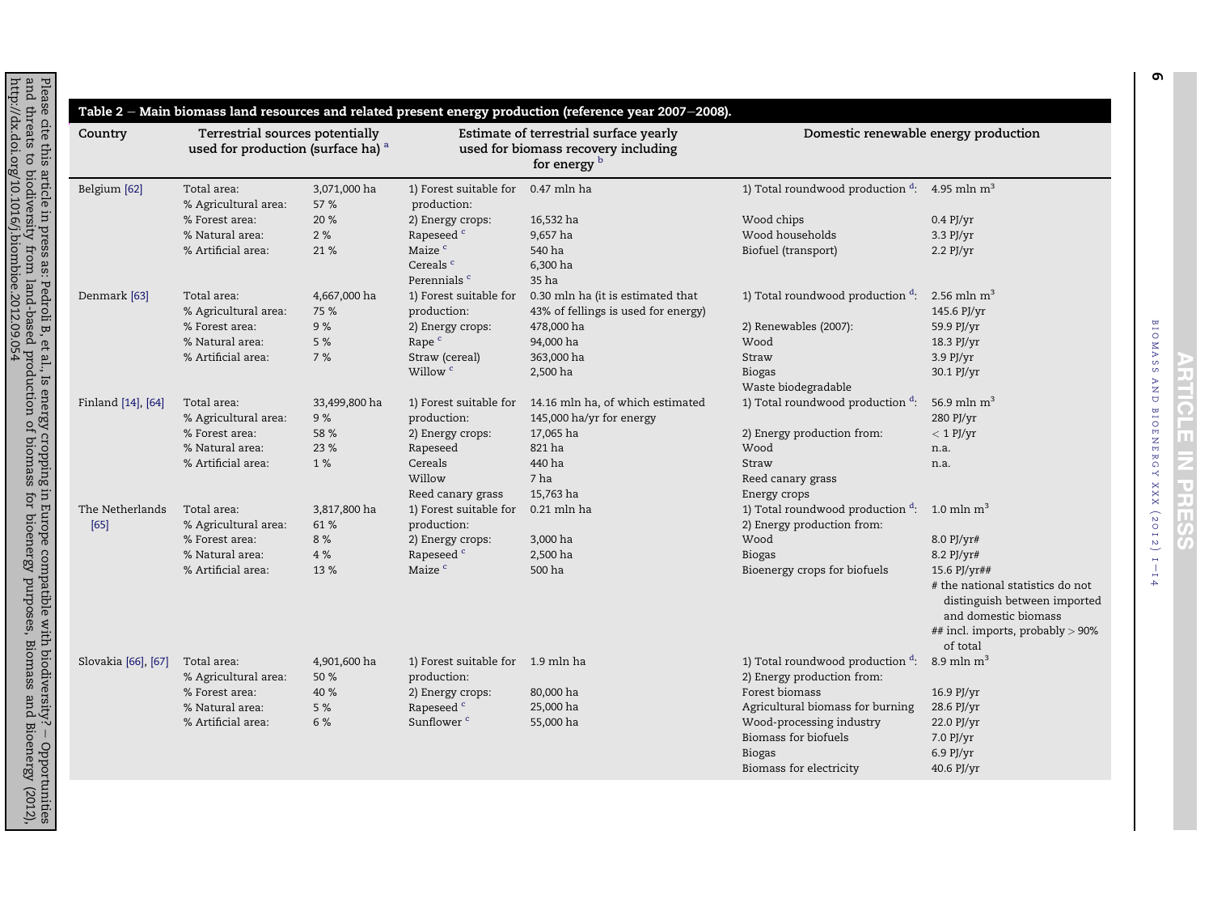**Table 2 – Main biomass land resources and related present energy production (reference year 2007–2008).**

| Country | Terrestrial sources potentially used for production (surface ha) [a] | | Estimate of terrestrial surface yearly used for biomass recovery including for energy [b] | | Domestic renewable energy production | |
|---|---|---|---|---|---|---|
| Belgium [62] | Total area: | 3,071,000 ha | 1) Forest suitable for production: | 0.47 mln ha | 1) Total roundwood production [d]: | 4.95 mln $m^3$ |
| | % Agricultural area: | 57 % | 2) Energy crops: | 16,532 ha | Wood chips | 0.4 PJ/yr |
| | % Forest area: | 20 % | Rapeseed [c] | 9,657 ha | Wood households | 3.3 PJ/yr |
| | % Natural area: | 2 % | Maize [c] | 540 ha | Biofuel (transport) | 2.2 PJ/yr |
| | % Artificial area: | 21 % | Cereals [c] | 6,300 ha | | |
| | | | Perennials [c] | 35 ha | | |
| Denmark [63] | Total area: | 4,667,000 ha | 1) Forest suitable for production: | 0.30 mln ha (it is estimated that 43% of fellings is used for energy) | 1) Total roundwood production [d]: | 2.56 mln $m^3$ |
| | % Agricultural area: | 75 % | | | | 145.6 PJ/yr |
| | % Forest area: | 9 % | 2) Energy crops: | 478,000 ha | 2) Renewables (2007): | 59.9 PJ/yr |
| | % Natural area: | 5 % | Rape [c] | 94,000 ha | Wood | 18.3 PJ/yr |
| | % Artificial area: | 7 % | Straw (cereal) | 363,000 ha | Straw | 3.9 PJ/yr |
| | | | Willow [c] | 2,500 ha | Biogas | 30.1 PJ/yr |
| | | | | | Waste biodegradable | |
| Finland [14], [64] | Total area: | 33,499,800 ha | 1) Forest suitable for production: | 14.16 mln ha, of which estimated 145,000 ha/yr for energy | 1) Total roundwood production [d]: | 56.9 mln $m^3$ |
| | % Agricultural area: | 9 % | | | | 280 PJ/yr |
| | % Forest area: | 58 % | 2) Energy crops: | 17,065 ha | 2) Energy production from: | < 1 PJ/yr |
| | % Natural area: | 23 % | Rapeseed | 821 ha | Wood | n.a. |
| | % Artificial area: | 1 % | Cereals | 440 ha | Straw | n.a. |
| | | | Willow | 7 ha | Reed canary grass | |
| | | | Reed canary grass | 15,763 ha | Energy crops | |
| The Netherlands [65] | Total area: | 3,817,800 ha | 1) Forest suitable for production: | 0.21 mln ha | 1) Total roundwood production [d]: | 1.0 mln $m^3$ |
| | % Agricultural area: | 61 % | | | 2) Energy production from: | |
| | % Forest area: | 8 % | 2) Energy crops: | 3,000 ha | Wood | 8.0 PJ/yr# |
| | % Natural area: | 4 % | Rapeseed [c] | 2,500 ha | Biogas | 8.2 PJ/yr# |
| | % Artificial area: | 13 % | Maize [c] | 500 ha | Bioenergy crops for biofuels | 15.6 PJ/yr## |
| | | | | | | # the national statistics do not distinguish between imported and domestic biomass |
| | | | | | | ## incl. imports, probably > 90% of total |
| Slovakia [66], [67] | Total area: | 4,901,600 ha | 1) Forest suitable for production: | 1.9 mln ha | 1) Total roundwood production [d]: | 8.9 mln $m^3$ |
| | % Agricultural area: | 50 % | | | 2) Energy production from: | |
| | % Forest area: | 40 % | 2) Energy crops: | 80,000 ha | Forest biomass | 16.9 PJ/yr |
| | % Natural area: | 5 % | Rapeseed [c] | 25,000 ha | Agricultural biomass for burning | 28.6 PJ/yr |
| | % Artificial area: | 6 % | Sunflower [c] | 55,000 ha | Wood-processing industry | 22.0 PJ/yr |
| | | | | | Biomass for biofuels | 7.0 PJ/yr |
| | | | | | Biogas | 6.9 PJ/yr |
| | | | | | Biomass for electricity | 40.6 PJ/yr |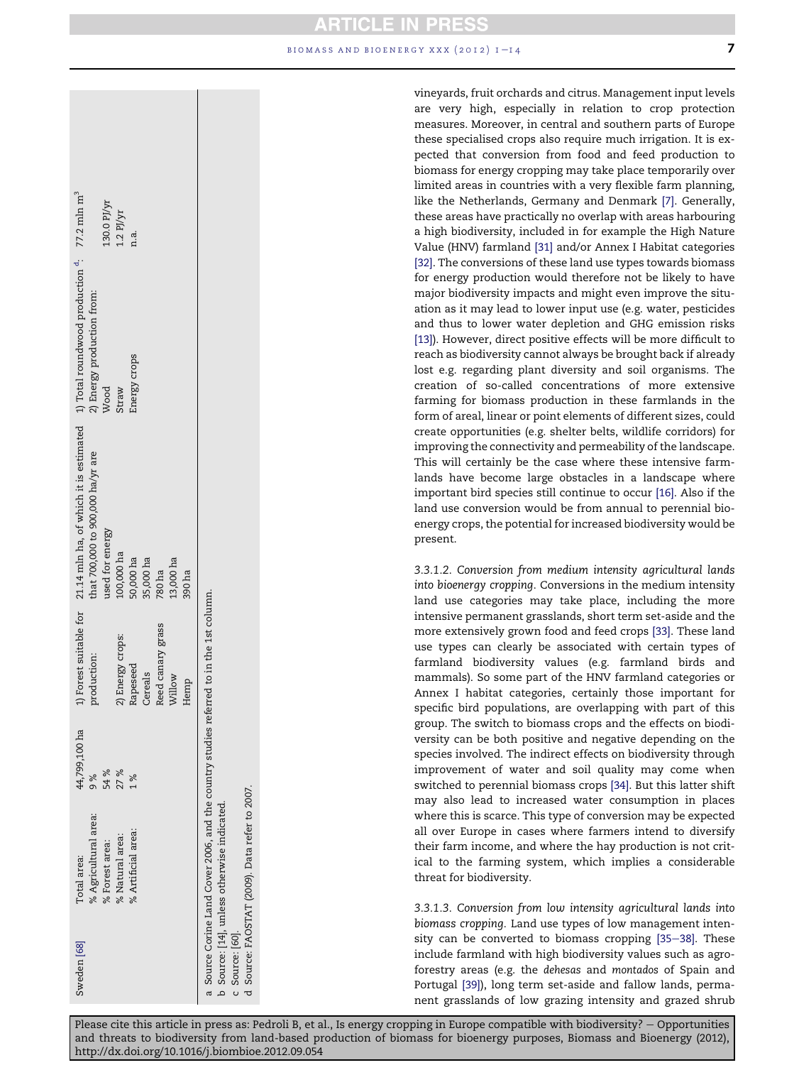| | | | | | | |
|---|---|---|---|---|---|---|
| Sweden [68] | Total area: | 44,799,100 ha | 1) Forest suitable for production: | 21.14 mln ha, of which it is estimated that 700,000 to 900,000 ha/yr are used for energy | 1) Total roundwood production [d]: | 77.2 mln m³ |
| | % Agricultural area: | 9 % | | | 2) Energy production from: | |
| | % Forest area: | 54 % | 2) Energy crops: | 100,000 ha | Wood | 130.0 PJ/yr |
| | % Natural area: | 27 % | Rapeseed | 50,000 ha | Straw | 1.2 PJ/yr |
| | % Artificial area: | 1 % | Cereals | 35,000 ha | Energy crops | n.a. |
| | | | Reed canary grass | 780 ha | | |
| | | | Willow | 13,000 ha | | |
| | | | Hemp | 390 ha | | |

a Source Corine Land Cover 2006, and the country studies referred to in the 1st column.
b Source: [14], unless otherwise indicated.
c Source: [60].
d Source: FAOSTAT (2009). Data refer to 2007.

vineyards, fruit orchards and citrus. Management input levels are very high, especially in relation to crop protection measures. Moreover, in central and southern parts of Europe these specialised crops also require much irrigation. It is expected that conversion from food and feed production to biomass for energy cropping may take place temporarily over limited areas in countries with a very flexible farm planning, like the Netherlands, Germany and Denmark [7]. Generally, these areas have practically no overlap with areas harbouring a high biodiversity, included in for example the High Nature Value (HNV) farmland [31] and/or Annex I Habitat categories [32]. The conversions of these land use types towards biomass for energy production would therefore not be likely to have major biodiversity impacts and might even improve the situation as it may lead to lower input use (e.g. water, pesticides and thus to lower water depletion and GHG emission risks [13]). However, direct positive effects will be more difficult to reach as biodiversity cannot always be brought back if already lost e.g. regarding plant diversity and soil organisms. The creation of so-called concentrations of more extensive farming for biomass production in these farmlands in the form of areal, linear or point elements of different sizes, could create opportunities (e.g. shelter belts, wildlife corridors) for improving the connectivity and permeability of the landscape. This will certainly be the case where these intensive farmlands have become large obstacles in a landscape where important bird species still continue to occur [16]. Also if the land use conversion would be from annual to perennial bioenergy crops, the potential for increased biodiversity would be present.

*3.3.1.2. Conversion from medium intensity agricultural lands into bioenergy cropping.* Conversions in the medium intensity land use categories may take place, including the more intensive permanent grasslands, short term set-aside and the more extensively grown food and feed crops [33]. These land use types can clearly be associated with certain types of farmland biodiversity values (e.g. farmland birds and mammals). So some part of the HNV farmland categories or Annex I habitat categories, certainly those important for specific bird populations, are overlapping with part of this group. The switch to biomass crops and the effects on biodiversity can be both positive and negative depending on the species involved. The indirect effects on biodiversity through improvement of water and soil quality may come when switched to perennial biomass crops [34]. But this latter shift may also lead to increased water consumption in places where this is scarce. This type of conversion may be expected all over Europe in cases where farmers intend to diversify their farm income, and where the hay production is not critical to the farming system, which implies a considerable threat for biodiversity.

*3.3.1.3. Conversion from low intensity agricultural lands into biomass cropping.* Land use types of low management intensity can be converted to biomass cropping [35–38]. These include farmland with high biodiversity values such as agroforestry areas (e.g. the *dehesas* and *montados* of Spain and Portugal [39]), long term set-aside and fallow lands, permanent grasslands of low grazing intensity and grazed shrub

Please cite this article in press as: Pedroli B, et al., Is energy cropping in Europe compatible with biodiversity? — Opportunities and threats to biodiversity from land-based production of biomass for bioenergy purposes, Biomass and Bioenergy (2012), http://dx.doi.org/10.1016/j.biombioe.2012.09.054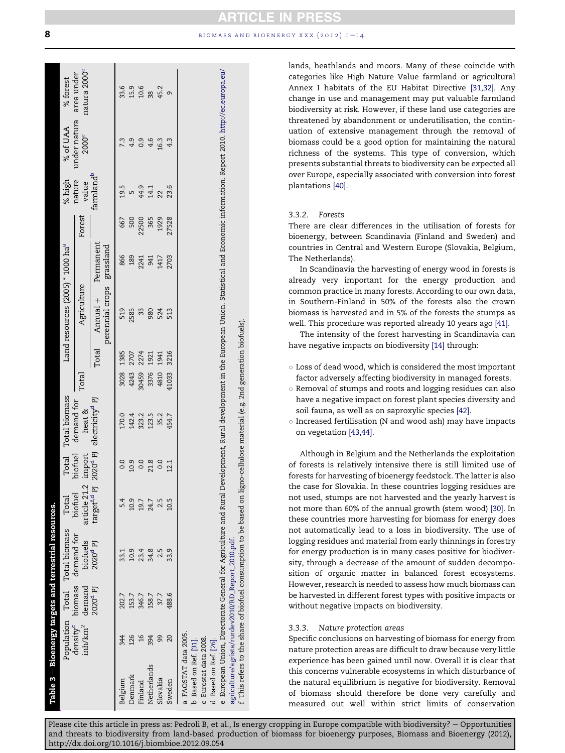**Table 3 – Bioenergy targets and terrestrial resources.**

| | Population density[c] inh/km² | Total biomass demand 2020[d] PJ | Total biomass demand for biofuels 2020[d] PJ | Total biofuel article 21.2 target[f,d] PJ | Total biofuel import 2020[d] PJ | Total biomass demand for heat & electricity[d] PJ | Land resources (2005) * 1000 ha[a] | | | | | % high nature value farmland[b] | % of UAA under natura 2000[e] | % forest area under natura 2000[e] |
|---|---|---|---|---|---|---|---|---|---|---|---|---|---|---|
| | | | | | | | Total | Agriculture | | | Forest | | | |
| | | | | | | | | Total | Annual + perennial crops | Permanent grassland | | | | |
| Belgium | 344 | 202.7 | 33.1 | 5.4 | 0.0 | 170.0 | 3028 | 1385 | 519 | 866 | 667 | 19.5 | 7.3 | 33.6 |
| Denmark | 126 | 153.7 | 10.9 | 10.9 | 10.9 | 142.4 | 4243 | 2707 | 2585 | 189 | 500 | 5 | 4.9 | 15.9 |
| Finland | 16 | 346.7 | 23.4 | 19.7 | 0.0 | 323.2 | 30459 | 2274 | 33 | 2241 | 22500 | 44.9 | 0.9 | 10.6 |
| Netherlands | 394 | 158.7 | 34.8 | 24.7 | 21.8 | 123.5 | 3376 | 1921 | 980 | 941 | 365 | 14.1 | 4.6 | 38 |
| Slovakia | 99 | 37.7 | 2.5 | 2.5 | 0.0 | 35.2 | 4810 | 1941 | 524 | 1417 | 1929 | 22 | 16.3 | 45.2 |
| Sweden | 20 | 488.6 | 33.9 | 10.5 | 12.1 | 454.7 | 41033 | 3216 | 513 | 2703 | 27528 | 23.6 | 4.3 | 9 |

a FAOSTAT data 2005.
b Based on Ref. [31].
c Eurostat data 2008.
d Based on Ref. [26].
e European Union, Directorate General for Agriculture and Rural Development, Rural development in the European Union. Statistical and Economic information. Report 2010. http://ec.europa.eu/agriculture/agrista/rurdev2010/RD_Report_2010.pdf.
f This refers to the share of biofuel consumption to be based on ligno-cellulose material (e.g. 2nd generation biofuels).

lands, heathlands and moors. Many of these coincide with categories like High Nature Value farmland or agricultural Annex I habitats of the EU Habitat Directive [31,32]. Any change in use and management may put valuable farmland biodiversity at risk. However, if these land use categories are threatened by abandonment or underutilisation, the continuation of extensive management through the removal of biomass could be a good option for maintaining the natural richness of the systems. This type of conversion, which presents substantial threats to biodiversity can be expected all over Europe, especially associated with conversion into forest plantations [40].

### 3.3.2. Forests

There are clear differences in the utilisation of forests for bioenergy, between Scandinavia (Finland and Sweden) and countries in Central and Western Europe (Slovakia, Belgium, The Netherlands).

In Scandinavia the harvesting of energy wood in forests is already very important for the energy production and common practice in many forests. According to our own data, in Southern-Finland in 50% of the forests also the crown biomass is harvested and in 5% of the forests the stumps as well. This procedure was reported already 10 years ago [41].

The intensity of the forest harvesting in Scandinavia can have negative impacts on biodiversity [14] through:

- Loss of dead wood, which is considered the most important factor adversely affecting biodiversity in managed forests.
- Removal of stumps and roots and logging residues can also have a negative impact on forest plant species diversity and soil fauna, as well as on saproxylic species [42].
- Increased fertilisation (N and wood ash) may have impacts on vegetation [43,44].

Although in Belgium and the Netherlands the exploitation of forests is relatively intensive there is still limited use of forests for harvesting of bioenergy feedstock. The latter is also the case for Slovakia. In these countries logging residues are not used, stumps are not harvested and the yearly harvest is not more than 60% of the annual growth (stem wood) [30]. In these countries more harvesting for biomass for energy does not automatically lead to a loss in biodiversity. The use of logging residues and material from early thinnings in forestry for energy production is in many cases positive for biodiversity, through a decrease of the amount of sudden decomposition of organic matter in balanced forest ecosystems. However, research is needed to assess how much biomass can be harvested in different forest types with positive impacts or without negative impacts on biodiversity.

### 3.3.3. Nature protection areas

Specific conclusions on harvesting of biomass for energy from nature protection areas are difficult to draw because very little experience has been gained until now. Overall it is clear that this concerns vulnerable ecosystems in which disturbance of the natural equilibrium is negative for biodiversity. Removal of biomass should therefore be done very carefully and measured out well within strict limits of conservation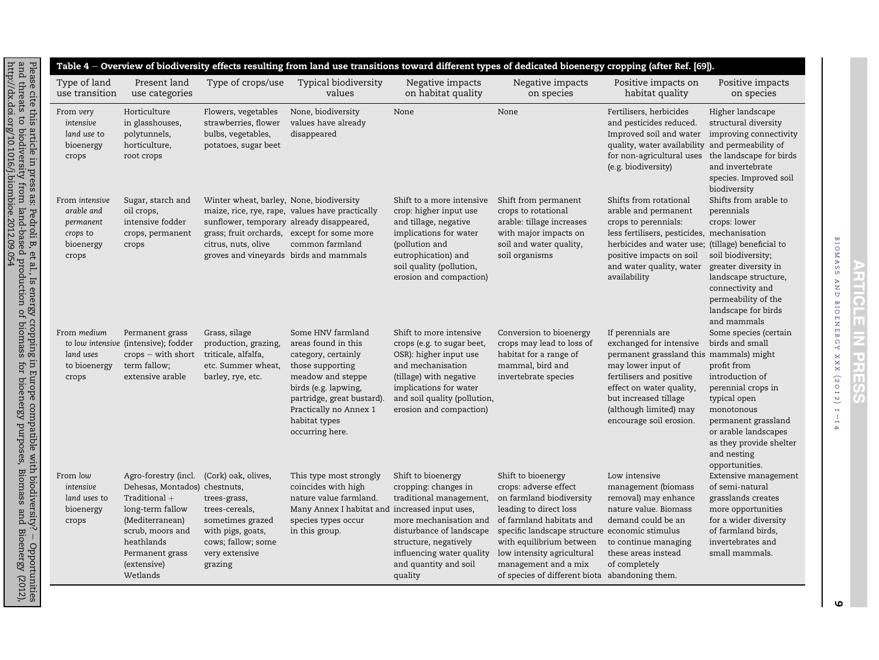**Table 4 – Overview of biodiversity effects resulting from land use transitions toward different types of dedicated bioenergy cropping (after Ref. [69]).**

| Type of land use transition | Present land use categories | Type of crops/use | Typical biodiversity values | Negative impacts on habitat quality | Negative impacts on species | Positive impacts on habitat quality | Positive impacts on species |
|---|---|---|---|---|---|---|---|
| From *very intensive land use* to bioenergy crops | Horticulture in glasshouses, polytunnels, horticulture, root crops | Flowers, vegetables strawberries, flower bulbs, vegetables, potatoes, sugar beet | None, biodiversity values have already disappeared | None | None | Fertilisers, herbicides and pesticides reduced. Improved soil and water quality, water availability for non-agricultural uses (e.g. biodiversity) | Higher landscape structural diversity improving connectivity and permeability of the landscape for birds and invertebrate species. Improved soil biodiversity |
| From *intensive arable and permanent crops* to bioenergy crops | Sugar, starch and oil crops, intensive fodder crops, permanent crops | Winter wheat, barley, maize, rice, rye, rape, sunflower, temporary grass; fruit orchards, citrus, nuts, olive groves and vineyards | None, biodiversity values have practically already disappeared, except for some more common farmland birds and mammals | Shift to a more intensive crop: higher input use and tillage, negative implications for water (pollution and eutrophication) and soil quality (pollution, erosion and compaction) | Shift from permanent crops to rotational arable: tillage increases with major impacts on soil and water quality, soil organisms | Shifts from rotational arable and permanent crops to perennials: less fertilisers, pesticides, herbicides and water use; positive impacts on soil and water quality, water availability | Shifts from arable to perennials crops: lower mechanisation (tillage) beneficial to soil biodiversity; greater diversity in landscape structure, connectivity and permeability of the landscape for birds and mammals |
| From *medium to low intensive land uses* to bioenergy crops | Permanent grass (intensive); fodder crops – with short term fallow; extensive arable | Grass, silage production, grazing, triticale, alfalfa, etc. Summer wheat, barley, rye, etc. | Some HNV farmland areas found in this category, certainly those supporting meadow and steppe birds (e.g. lapwing, partridge, great bustard). Practically no Annex 1 habitat types occurring here. | Shift to more intensive crops (e.g. to sugar beet, OSR): higher input use and mechanisation (tillage) with negative implications for water and soil quality (pollution, erosion and compaction) | Conversion to bioenergy crops may lead to loss of habitat for a range of mammal, bird and invertebrate species | If perennials are exchanged for intensive permanent grassland this may lower input of fertilisers and positive effect on water quality, but increased tillage (although limited) may encourage soil erosion. | Some species (certain birds and small mammals) might profit from introduction of perennial crops in typical open monotonous permanent grassland or arable landscapes as they provide shelter and nesting opportunities. |
| From *low intensive land uses* to bioenergy crops | Agro-forestry (incl. Dehesas, Montados) Traditional + long-term fallow (Mediterranean) scrub, moors and heathlands Permanent grass (extensive) Wetlands | (Cork) oak, olives, chestnuts, trees-grass, trees-cereals, sometimes grazed with pigs, goats, cows; fallow; some very extensive grazing | This type most strongly coincides with high nature value farmland. Many Annex I habitat and species types occur in this group. | Shift to bioenergy cropping: changes in traditional management, increased input uses, more mechanisation and disturbance of landscape structure, negatively influencing water quality and quantity and soil quality | Shift to bioenergy crops: adverse effect on farmland biodiversity leading to direct loss of farmland habitats and specific landscape structure with equilibrium between low intensity agricultural management and a mix of species of different biota | Low intensive management (biomass removal) may enhance nature value. Biomass demand could be an economic stimulus to continue managing these areas instead of completely abandoning them. | Extensive management of semi-natural grasslands creates more opportunities for a wider diversity of farmland birds, invertebrates and small mammals. |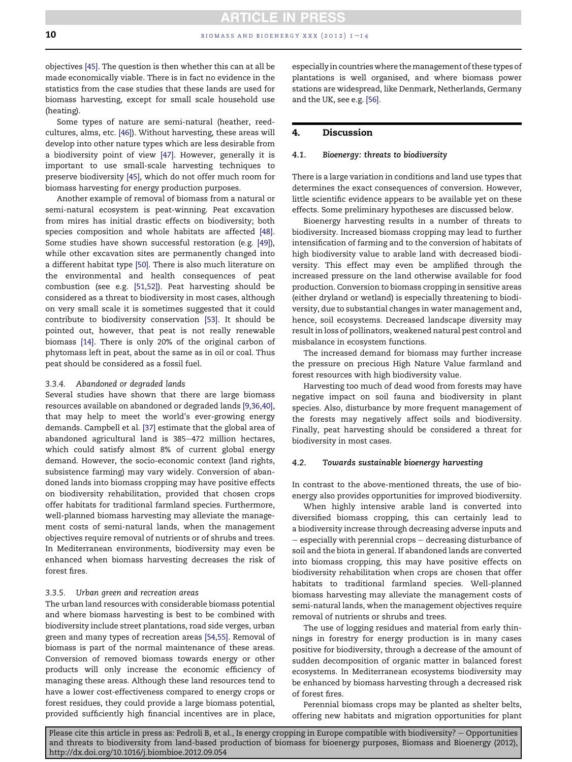objectives [45]. The question is then whether this can at all be made economically viable. There is in fact no evidence in the statistics from the case studies that these lands are used for biomass harvesting, except for small scale household use (heating).

Some types of nature are semi-natural (heather, reed-cultures, alms, etc. [46]). Without harvesting, these areas will develop into other nature types which are less desirable from a biodiversity point of view [47]. However, generally it is important to use small-scale harvesting techniques to preserve biodiversity [45], which do not offer much room for biomass harvesting for energy production purposes.

Another example of removal of biomass from a natural or semi-natural ecosystem is peat-winning. Peat excavation from mires has initial drastic effects on biodiversity; both species composition and whole habitats are affected [48]. Some studies have shown successful restoration (e.g. [49]), while other excavation sites are permanently changed into a different habitat type [50]. There is also much literature on the environmental and health consequences of peat combustion (see e.g. [51,52]). Peat harvesting should be considered as a threat to biodiversity in most cases, although on very small scale it is sometimes suggested that it could contribute to biodiversity conservation [53]. It should be pointed out, however, that peat is not really renewable biomass [14]. There is only 20% of the original carbon of phytomass left in peat, about the same as in oil or coal. Thus peat should be considered as a fossil fuel.

#### 3.3.4. Abandoned or degraded lands

Several studies have shown that there are large biomass resources available on abandoned or degraded lands [9,36,40], that may help to meet the world's ever-growing energy demands. Campbell et al. [37] estimate that the global area of abandoned agricultural land is 385–472 million hectares, which could satisfy almost 8% of current global energy demand. However, the socio-economic context (land rights, subsistence farming) may vary widely. Conversion of abandoned lands into biomass cropping may have positive effects on biodiversity rehabilitation, provided that chosen crops offer habitats for traditional farmland species. Furthermore, well-planned biomass harvesting may alleviate the management costs of semi-natural lands, when the management objectives require removal of nutrients or of shrubs and trees. In Mediterranean environments, biodiversity may even be enhanced when biomass harvesting decreases the risk of forest fires.

#### 3.3.5. Urban green and recreation areas

The urban land resources with considerable biomass potential and where biomass harvesting is best to be combined with biodiversity include street plantations, road side verges, urban green and many types of recreation areas [54,55]. Removal of biomass is part of the normal maintenance of these areas. Conversion of removed biomass towards energy or other products will only increase the economic efficiency of managing these areas. Although these land resources tend to have a lower cost-effectiveness compared to energy crops or forest residues, they could provide a large biomass potential, provided sufficiently high financial incentives are in place, especially in countries where the management of these types of plantations is well organised, and where biomass power stations are widespread, like Denmark, Netherlands, Germany and the UK, see e.g. [56].

## 4. Discussion

### 4.1. Bioenergy: threats to biodiversity

There is a large variation in conditions and land use types that determines the exact consequences of conversion. However, little scientific evidence appears to be available yet on these effects. Some preliminary hypotheses are discussed below.

Bioenergy harvesting results in a number of threats to biodiversity. Increased biomass cropping may lead to further intensification of farming and to the conversion of habitats of high biodiversity value to arable land with decreased biodiversity. This effect may even be amplified through the increased pressure on the land otherwise available for food production. Conversion to biomass cropping in sensitive areas (either dryland or wetland) is especially threatening to biodiversity, due to substantial changes in water management and, hence, soil ecosystems. Decreased landscape diversity may result in loss of pollinators, weakened natural pest control and misbalance in ecosystem functions.

The increased demand for biomass may further increase the pressure on precious High Nature Value farmland and forest resources with high biodiversity value.

Harvesting too much of dead wood from forests may have negative impact on soil fauna and biodiversity in plant species. Also, disturbance by more frequent management of the forests may negatively affect soils and biodiversity. Finally, peat harvesting should be considered a threat for biodiversity in most cases.

### 4.2. Towards sustainable bioenergy harvesting

In contrast to the above-mentioned threats, the use of bioenergy also provides opportunities for improved biodiversity.

When highly intensive arable land is converted into diversified biomass cropping, this can certainly lead to a biodiversity increase through decreasing adverse inputs and – especially with perennial crops – decreasing disturbance of soil and the biota in general. If abandoned lands are converted into biomass cropping, this may have positive effects on biodiversity rehabilitation when crops are chosen that offer habitats to traditional farmland species. Well-planned biomass harvesting may alleviate the management costs of semi-natural lands, when the management objectives require removal of nutrients or shrubs and trees.

The use of logging residues and material from early thinnings in forestry for energy production is in many cases positive for biodiversity, through a decrease of the amount of sudden decomposition of organic matter in balanced forest ecosystems. In Mediterranean ecosystems biodiversity may be enhanced by biomass harvesting through a decreased risk of forest fires.

Perennial biomass crops may be planted as shelter belts, offering new habitats and migration opportunities for plant

Please cite this article in press as: Pedroli B, et al., Is energy cropping in Europe compatible with biodiversity? – Opportunities and threats to biodiversity from land-based production of biomass for bioenergy purposes, Biomass and Bioenergy (2012), http://dx.doi.org/10.1016/j.biombioe.2012.09.054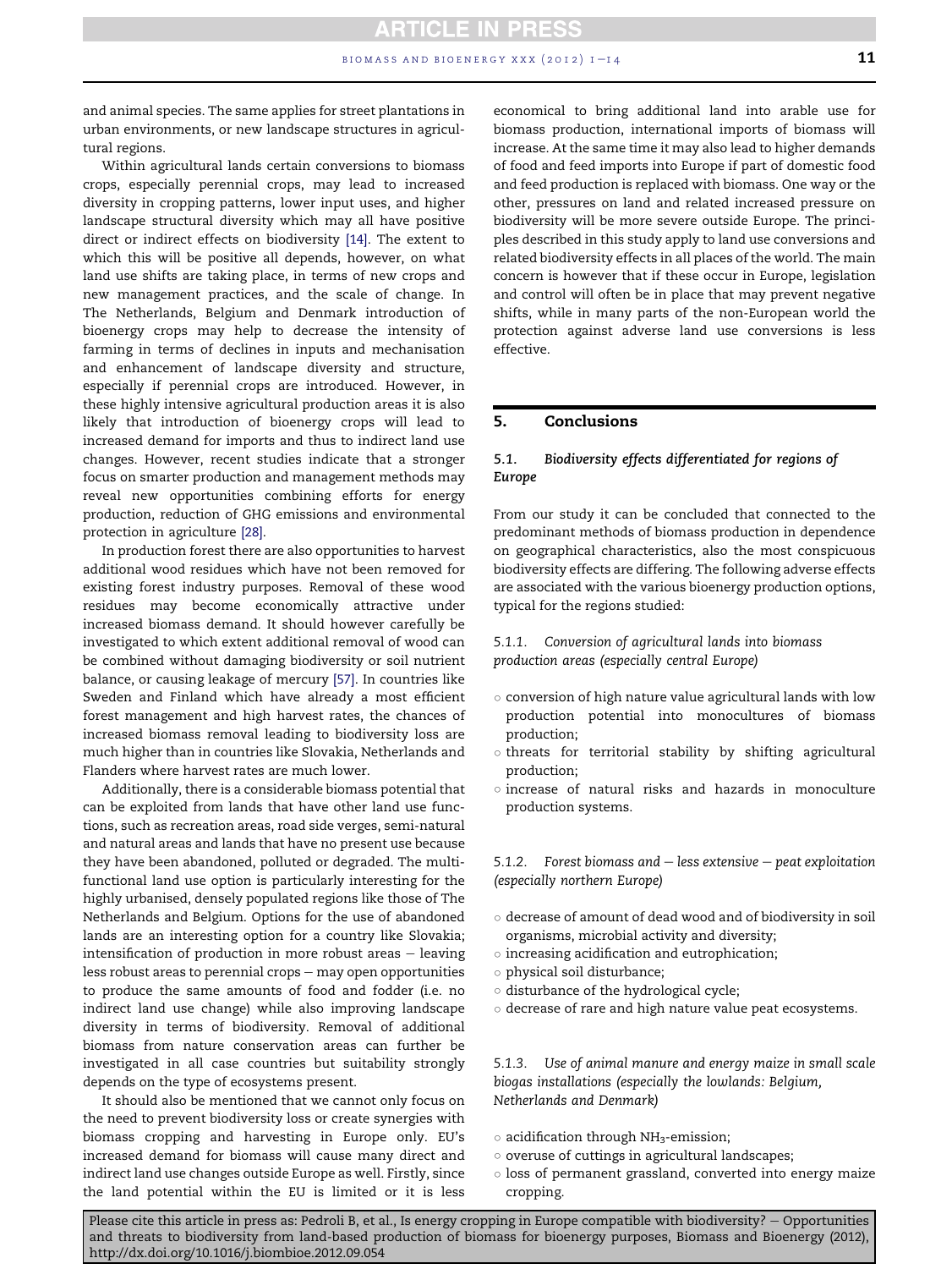and animal species. The same applies for street plantations in urban environments, or new landscape structures in agricultural regions.

Within agricultural lands certain conversions to biomass crops, especially perennial crops, may lead to increased diversity in cropping patterns, lower input uses, and higher landscape structural diversity which may all have positive direct or indirect effects on biodiversity [14]. The extent to which this will be positive all depends, however, on what land use shifts are taking place, in terms of new crops and new management practices, and the scale of change. In The Netherlands, Belgium and Denmark introduction of bioenergy crops may help to decrease the intensity of farming in terms of declines in inputs and mechanisation and enhancement of landscape diversity and structure, especially if perennial crops are introduced. However, in these highly intensive agricultural production areas it is also likely that introduction of bioenergy crops will lead to increased demand for imports and thus to indirect land use changes. However, recent studies indicate that a stronger focus on smarter production and management methods may reveal new opportunities combining efforts for energy production, reduction of GHG emissions and environmental protection in agriculture [28].

In production forest there are also opportunities to harvest additional wood residues which have not been removed for existing forest industry purposes. Removal of these wood residues may become economically attractive under increased biomass demand. It should however carefully be investigated to which extent additional removal of wood can be combined without damaging biodiversity or soil nutrient balance, or causing leakage of mercury [57]. In countries like Sweden and Finland which have already a most efficient forest management and high harvest rates, the chances of increased biomass removal leading to biodiversity loss are much higher than in countries like Slovakia, Netherlands and Flanders where harvest rates are much lower.

Additionally, there is a considerable biomass potential that can be exploited from lands that have other land use functions, such as recreation areas, road side verges, semi-natural and natural areas and lands that have no present use because they have been abandoned, polluted or degraded. The multi-functional land use option is particularly interesting for the highly urbanised, densely populated regions like those of The Netherlands and Belgium. Options for the use of abandoned lands are an interesting option for a country like Slovakia; intensification of production in more robust areas – leaving less robust areas to perennial crops – may open opportunities to produce the same amounts of food and fodder (i.e. no indirect land use change) while also improving landscape diversity in terms of biodiversity. Removal of additional biomass from nature conservation areas can further be investigated in all case countries but suitability strongly depends on the type of ecosystems present.

It should also be mentioned that we cannot only focus on the need to prevent biodiversity loss or create synergies with biomass cropping and harvesting in Europe only. EU's increased demand for biomass will cause many direct and indirect land use changes outside Europe as well. Firstly, since the land potential within the EU is limited or it is less economical to bring additional land into arable use for biomass production, international imports of biomass will increase. At the same time it may also lead to higher demands of food and feed imports into Europe if part of domestic food and feed production is replaced with biomass. One way or the other, pressures on land and related increased pressure on biodiversity will be more severe outside Europe. The principles described in this study apply to land use conversions and related biodiversity effects in all places of the world. The main concern is however that if these occur in Europe, legislation and control will often be in place that may prevent negative shifts, while in many parts of the non-European world the protection against adverse land use conversions is less effective.

## 5. Conclusions

### 5.1. *Biodiversity effects differentiated for regions of Europe*

From our study it can be concluded that connected to the predominant methods of biomass production in dependence on geographical characteristics, also the most conspicuous biodiversity effects are differing. The following adverse effects are associated with the various bioenergy production options, typical for the regions studied:

#### 5.1.1. *Conversion of agricultural lands into biomass production areas (especially central Europe)*

- conversion of high nature value agricultural lands with low production potential into monocultures of biomass production;
- threats for territorial stability by shifting agricultural production;
- increase of natural risks and hazards in monoculture production systems.

#### 5.1.2. *Forest biomass and – less extensive – peat exploitation (especially northern Europe)*

- decrease of amount of dead wood and of biodiversity in soil organisms, microbial activity and diversity;
- increasing acidification and eutrophication;
- physical soil disturbance;
- disturbance of the hydrological cycle;
- decrease of rare and high nature value peat ecosystems.

#### 5.1.3. *Use of animal manure and energy maize in small scale biogas installations (especially the lowlands: Belgium, Netherlands and Denmark)*

- acidification through $NH_3$-emission;
- overuse of cuttings in agricultural landscapes;
- loss of permanent grassland, converted into energy maize cropping.

Please cite this article in press as: Pedroli B, et al., Is energy cropping in Europe compatible with biodiversity? – Opportunities and threats to biodiversity from land-based production of biomass for bioenergy purposes, Biomass and Bioenergy (2012), http://dx.doi.org/10.1016/j.biombioe.2012.09.054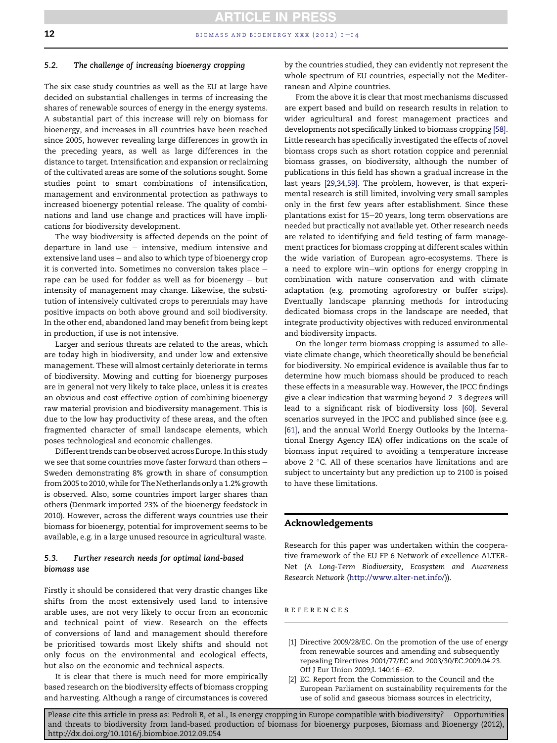### 5.2. The challenge of increasing bioenergy cropping

The six case study countries as well as the EU at large have decided on substantial challenges in terms of increasing the shares of renewable sources of energy in the energy systems. A substantial part of this increase will rely on biomass for bioenergy, and increases in all countries have been reached since 2005, however revealing large differences in growth in the preceding years, as well as large differences in the distance to target. Intensification and expansion or reclaiming of the cultivated areas are some of the solutions sought. Some studies point to smart combinations of intensification, management and environmental protection as pathways to increased bioenergy potential release. The quality of combinations and land use change and practices will have implications for biodiversity development.

The way biodiversity is affected depends on the point of departure in land use – intensive, medium intensive and extensive land uses – and also to which type of bioenergy crop it is converted into. Sometimes no conversion takes place – rape can be used for fodder as well as for bioenergy – but intensity of management may change. Likewise, the substitution of intensively cultivated crops to perennials may have positive impacts on both above ground and soil biodiversity. In the other end, abandoned land may benefit from being kept in production, if use is not intensive.

Larger and serious threats are related to the areas, which are today high in biodiversity, and under low and extensive management. These will almost certainly deteriorate in terms of biodiversity. Mowing and cutting for bioenergy purposes are in general not very likely to take place, unless it is creates an obvious and cost effective option of combining bioenergy raw material provision and biodiversity management. This is due to the low hay productivity of these areas, and the often fragmented character of small landscape elements, which poses technological and economic challenges.

Different trends can be observed across Europe. In this study we see that some countries move faster forward than others – Sweden demonstrating 8% growth in share of consumption from 2005 to 2010, while for The Netherlands only a 1.2% growth is observed. Also, some countries import larger shares than others (Denmark imported 23% of the bioenergy feedstock in 2010). However, across the different ways countries use their biomass for bioenergy, potential for improvement seems to be available, e.g. in a large unused resource in agricultural waste.

### 5.3. Further research needs for optimal land-based biomass use

Firstly it should be considered that very drastic changes like shifts from the most extensively used land to intensive arable uses, are not very likely to occur from an economic and technical point of view. Research on the effects of conversions of land and management should therefore be prioritised towards most likely shifts and should not only focus on the environmental and ecological effects, but also on the economic and technical aspects.

It is clear that there is much need for more empirically based research on the biodiversity effects of biomass cropping and harvesting. Although a range of circumstances is covered by the countries studied, they can evidently not represent the whole spectrum of EU countries, especially not the Mediterranean and Alpine countries.

From the above it is clear that most mechanisms discussed are expert based and build on research results in relation to wider agricultural and forest management practices and developments not specifically linked to biomass cropping [58]. Little research has specifically investigated the effects of novel biomass crops such as short rotation coppice and perennial biomass grasses, on biodiversity, although the number of publications in this field has shown a gradual increase in the last years [29,34,59]. The problem, however, is that experimental research is still limited, involving very small samples only in the first few years after establishment. Since these plantations exist for 15–20 years, long term observations are needed but practically not available yet. Other research needs are related to identifying and field testing of farm management practices for biomass cropping at different scales within the wide variation of European agro-ecosystems. There is a need to explore win–win options for energy cropping in combination with nature conservation and with climate adaptation (e.g. promoting agroforestry or buffer strips). Eventually landscape planning methods for introducing dedicated biomass crops in the landscape are needed, that integrate productivity objectives with reduced environmental and biodiversity impacts.

On the longer term biomass cropping is assumed to alleviate climate change, which theoretically should be beneficial for biodiversity. No empirical evidence is available thus far to determine how much biomass should be produced to reach these effects in a measurable way. However, the IPCC findings give a clear indication that warming beyond 2–3 degrees will lead to a significant risk of biodiversity loss [60]. Several scenarios surveyed in the IPCC and published since (see e.g. [61], and the annual World Energy Outlooks by the International Energy Agency IEA) offer indications on the scale of biomass input required to avoiding a temperature increase above 2 °C. All of these scenarios have limitations and are subject to uncertainty but any prediction up to 2100 is poised to have these limitations.

## Acknowledgements

Research for this paper was undertaken within the cooperative framework of the EU FP 6 Network of excellence ALTER-Net (A *Long-Term Biodiversity, Ecosystem and Awareness Research Network* (http://www.alter-net.info/)).

## REFERENCES

[1] Directive 2009/28/EC. On the promotion of the use of energy from renewable sources and amending and subsequently repealing Directives 2001/77/EC and 2003/30/EC.2009.04.23. Off J Eur Union 2009;L 140:16–62.

[2] EC. Report from the Commission to the Council and the European Parliament on sustainability requirements for the use of solid and gaseous biomass sources in electricity,

Please cite this article in press as: Pedroli B, et al., Is energy cropping in Europe compatible with biodiversity? – Opportunities and threats to biodiversity from land-based production of biomass for bioenergy purposes, Biomass and Bioenergy (2012), http://dx.doi.org/10.1016/j.biombioe.2012.09.054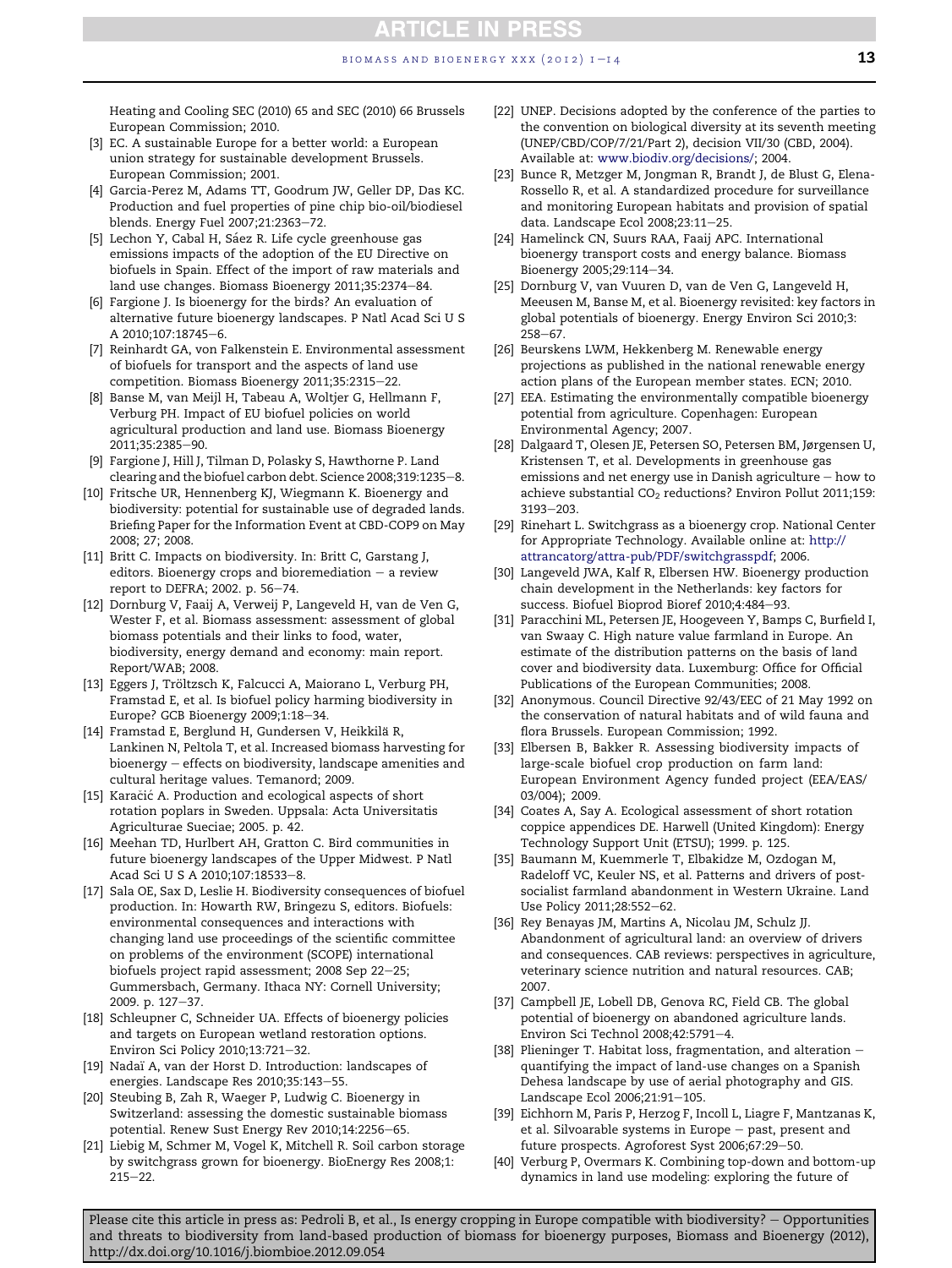Heating and Cooling SEC (2010) 65 and SEC (2010) 66 Brussels European Commission; 2010.

[3] EC. A sustainable Europe for a better world: a European union strategy for sustainable development Brussels. European Commission; 2001.

[4] Garcia-Perez M, Adams TT, Goodrum JW, Geller DP, Das KC. Production and fuel properties of pine chip bio-oil/biodiesel blends. Energy Fuel 2007;21:2363–72.

[5] Lechon Y, Cabal H, Sáez R. Life cycle greenhouse gas emissions impacts of the adoption of the EU Directive on biofuels in Spain. Effect of the import of raw materials and land use changes. Biomass Bioenergy 2011;35:2374–84.

[6] Fargione J. Is bioenergy for the birds? An evaluation of alternative future bioenergy landscapes. P Natl Acad Sci U S A 2010;107:18745–6.

[7] Reinhardt GA, von Falkenstein E. Environmental assessment of biofuels for transport and the aspects of land use competition. Biomass Bioenergy 2011;35:2315–22.

[8] Banse M, van Meijl H, Tabeau A, Woltjer G, Hellmann F, Verburg PH. Impact of EU biofuel policies on world agricultural production and land use. Biomass Bioenergy 2011;35:2385–90.

[9] Fargione J, Hill J, Tilman D, Polasky S, Hawthorne P. Land clearing and the biofuel carbon debt. Science 2008;319:1235–8.

[10] Fritsche UR, Hennenberg KJ, Wiegmann K. Bioenergy and biodiversity: potential for sustainable use of degraded lands. Briefing Paper for the Information Event at CBD-COP9 on May 2008; 27; 2008.

[11] Britt C. Impacts on biodiversity. In: Britt C, Garstang J, editors. Bioenergy crops and bioremediation – a review report to DEFRA; 2002. p. 56–74.

[12] Dornburg V, Faaij A, Verweij P, Langeveld H, van de Ven G, Wester F, et al. Biomass assessment: assessment of global biomass potentials and their links to food, water, biodiversity, energy demand and economy: main report. Report/WAB; 2008.

[13] Eggers J, Tröltzsch K, Falcucci A, Maiorano L, Verburg PH, Framstad E, et al. Is biofuel policy harming biodiversity in Europe? GCB Bioenergy 2009;1:18–34.

[14] Framstad E, Berglund H, Gundersen V, Heikkilä R, Lankinen N, Peltola T, et al. Increased biomass harvesting for bioenergy – effects on biodiversity, landscape amenities and cultural heritage values. Temanord; 2009.

[15] Karačić A. Production and ecological aspects of short rotation poplars in Sweden. Uppsala: Acta Universitatis Agriculturae Sueciae; 2005. p. 42.

[16] Meehan TD, Hurlbert AH, Gratton C. Bird communities in future bioenergy landscapes of the Upper Midwest. P Natl Acad Sci U S A 2010;107:18533–8.

[17] Sala OE, Sax D, Leslie H. Biodiversity consequences of biofuel production. In: Howarth RW, Bringezu S, editors. Biofuels: environmental consequences and interactions with changing land use proceedings of the scientific committee on problems of the environment (SCOPE) international biofuels project rapid assessment; 2008 Sep 22–25; Gummersbach, Germany. Ithaca NY: Cornell University; 2009. p. 127–37.

[18] Schleupner C, Schneider UA. Effects of bioenergy policies and targets on European wetland restoration options. Environ Sci Policy 2010;13:721–32.

[19] Nadaï A, van der Horst D. Introduction: landscapes of energies. Landscape Res 2010;35:143–55.

[20] Steubing B, Zah R, Waeger P, Ludwig C. Bioenergy in Switzerland: assessing the domestic sustainable biomass potential. Renew Sust Energy Rev 2010;14:2256–65.

[21] Liebig M, Schmer M, Vogel K, Mitchell R. Soil carbon storage by switchgrass grown for bioenergy. BioEnergy Res 2008;1: 215–22.

[22] UNEP. Decisions adopted by the conference of the parties to the convention on biological diversity at its seventh meeting (UNEP/CBD/COP/7/21/Part 2), decision VII/30 (CBD, 2004). Available at: www.biodiv.org/decisions/; 2004.

[23] Bunce R, Metzger M, Jongman R, Brandt J, de Blust G, Elena-Rossello R, et al. A standardized procedure for surveillance and monitoring European habitats and provision of spatial data. Landscape Ecol 2008;23:11–25.

[24] Hamelinck CN, Suurs RAA, Faaij APC. International bioenergy transport costs and energy balance. Biomass Bioenergy 2005;29:114–34.

[25] Dornburg V, van Vuuren D, van de Ven G, Langeveld H, Meeusen M, Banse M, et al. Bioenergy revisited: key factors in global potentials of bioenergy. Energy Environ Sci 2010;3: 258–67.

[26] Beurskens LWM, Hekkenberg M. Renewable energy projections as published in the national renewable energy action plans of the European member states. ECN; 2010.

[27] EEA. Estimating the environmentally compatible bioenergy potential from agriculture. Copenhagen: European Environmental Agency; 2007.

[28] Dalgaard T, Olesen JE, Petersen SO, Petersen BM, Jørgensen U, Kristensen T, et al. Developments in greenhouse gas emissions and net energy use in Danish agriculture – how to achieve substantial $CO_2$ reductions? Environ Pollut 2011;159: 3193–203.

[29] Rinehart L. Switchgrass as a bioenergy crop. National Center for Appropriate Technology. Available online at: http://attrancatorg/attra-pub/PDF/switchgrasspdf; 2006.

[30] Langeveld JWA, Kalf R, Elbersen HW. Bioenergy production chain development in the Netherlands: key factors for success. Biofuel Bioprod Bioref 2010;4:484–93.

[31] Paracchini ML, Petersen JE, Hoogeveen Y, Bamps C, Burfield I, van Swaay C. High nature value farmland in Europe. An estimate of the distribution patterns on the basis of land cover and biodiversity data. Luxemburg: Office for Official Publications of the European Communities; 2008.

[32] Anonymous. Council Directive 92/43/EEC of 21 May 1992 on the conservation of natural habitats and of wild fauna and flora Brussels. European Commission; 1992.

[33] Elbersen B, Bakker R. Assessing biodiversity impacts of large-scale biofuel crop production on farm land: European Environment Agency funded project (EEA/EAS/03/004); 2009.

[34] Coates A, Say A. Ecological assessment of short rotation coppice appendices DE. Harwell (United Kingdom): Energy Technology Support Unit (ETSU); 1999. p. 125.

[35] Baumann M, Kuemmerle T, Elbakidze M, Ozdogan M, Radeloff VC, Keuler NS, et al. Patterns and drivers of post-socialist farmland abandonment in Western Ukraine. Land Use Policy 2011;28:552–62.

[36] Rey Benayas JM, Martins A, Nicolau JM, Schulz JJ. Abandonment of agricultural land: an overview of drivers and consequences. CAB reviews: perspectives in agriculture, veterinary science nutrition and natural resources. CAB; 2007.

[37] Campbell JE, Lobell DB, Genova RC, Field CB. The global potential of bioenergy on abandoned agriculture lands. Environ Sci Technol 2008;42:5791–4.

[38] Plieninger T. Habitat loss, fragmentation, and alteration – quantifying the impact of land-use changes on a Spanish Dehesa landscape by use of aerial photography and GIS. Landscape Ecol 2006;21:91–105.

[39] Eichhorn M, Paris P, Herzog F, Incoll L, Liagre F, Mantzanas K, et al. Silvoarable systems in Europe – past, present and future prospects. Agroforest Syst 2006;67:29–50.

[40] Verburg P, Overmars K. Combining top-down and bottom-up dynamics in land use modeling: exploring the future of

Please cite this article in press as: Pedroli B, et al., Is energy cropping in Europe compatible with biodiversity? – Opportunities and threats to biodiversity from land-based production of biomass for bioenergy purposes, Biomass and Bioenergy (2012), http://dx.doi.org/10.1016/j.biombioe.2012.09.054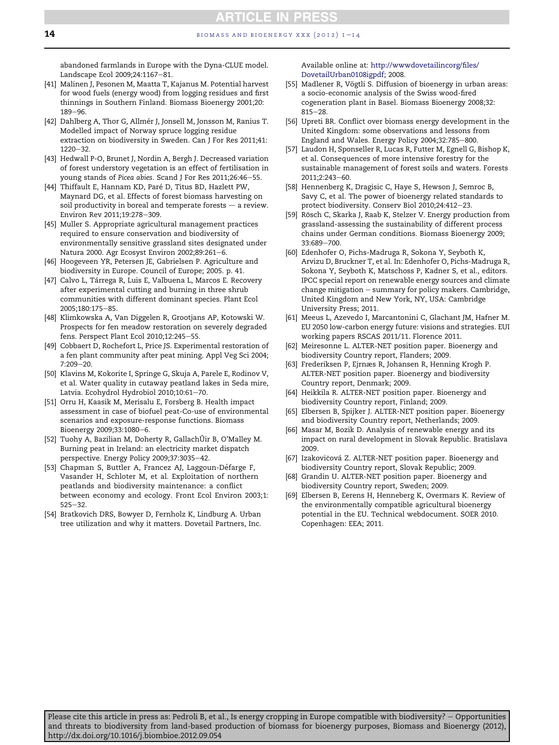abandoned farmlands in Europe with the Dyna-CLUE model. Landscape Ecol 2009;24:1167–81.

[41] Malinen J, Pesonen M, Maatta T, Kajanus M. Potential harvest for wood fuels (energy wood) from logging residues and first thinnings in Southern Finland. Biomass Bioenergy 2001;20: 189–96.

[42] Dahlberg A, Thor G, Allmér J, Jonsell M, Jonsson M, Ranius T. Modelled impact of Norway spruce logging residue extraction on biodiversity in Sweden. Can J For Res 2011;41: 1220–32.

[43] Hedwall P-O, Brunet J, Nordin A, Bergh J. Decreased variation of forest understory vegetation is an effect of fertilisation in young stands of *Picea abies*. Scand J For Res 2011;26:46–55.

[44] Thiffault E, Hannam KD, Paré D, Titus BD, Hazlett PW, Maynard DG, et al. Effects of forest biomass harvesting on soil productivity in boreal and temperate forests — a review. Environ Rev 2011;19:278–309.

[45] Muller S. Appropriate agricultural management practices required to ensure conservation and biodiversity of environmentally sensitive grassland sites designated under Natura 2000. Agr Ecosyst Environ 2002;89:261–6.

[46] Hoogeveen YR, Petersen JE, Gabrielsen P. Agriculture and biodiversity in Europe. Council of Europe; 2005. p. 41.

[47] Calvo L, Tárrega R, Luis E, Valbuena L, Marcos E. Recovery after experimental cutting and burning in three shrub communities with different dominant species. Plant Ecol 2005;180:175–85.

[48] Klimkowska A, Van Diggelen R, Grootjans AP, Kotowski W. Prospects for fen meadow restoration on severely degraded fens. Perspect Plant Ecol 2010;12:245–55.

[49] Cobbaert D, Rochefort L, Price JS. Experimental restoration of a fen plant community after peat mining. Appl Veg Sci 2004; 7:209–20.

[50] Klavins M, Kokorite I, Springe G, Skuja A, Parele E, Rodinov V, et al. Water quality in cutaway peatland lakes in Seda mire, Latvia. Ecohydrol Hydrobiol 2010;10:61–70.

[51] Orru H, Kaasik M, Merisalu E, Forsberg B. Health impact assessment in case of biofuel peat-Co-use of environmental scenarios and exposure-response functions. Biomass Bioenergy 2009;33:1080–6.

[52] Tuohy A, Bazilian M, Doherty R, GallachÛir B, O'Malley M. Burning peat in Ireland: an electricity market dispatch perspective. Energy Policy 2009;37:3035–42.

[53] Chapman S, Buttler A, Francez AJ, Laggoun-Défarge F, Vasander H, Schloter M, et al. Exploitation of northern peatlands and biodiversity maintenance: a conflict between economy and ecology. Front Ecol Environ 2003;1: 525–32.

[54] Bratkovich DRS, Bowyer D, Fernholz K, Lindburg A. Urban tree utilization and why it matters. Dovetail Partners, Inc. Available online at: http://wwwdovetailincorg/files/DovetailUrban0108igpdf; 2008.

[55] Madlener R, Vögtli S. Diffusion of bioenergy in urban areas: a socio-economic analysis of the Swiss wood-fired cogeneration plant in Basel. Biomass Bioenergy 2008;32: 815–28.

[56] Upreti BR. Conflict over biomass energy development in the United Kingdom: some observations and lessons from England and Wales. Energy Policy 2004;32:785–800.

[57] Laudon H, Sponseller R, Lucas R, Futter M, Egnell G, Bishop K, et al. Consequences of more intensive forestry for the sustainable management of forest soils and waters. Forests 2011;2:243–60.

[58] Hennenberg K, Dragisic C, Haye S, Hewson J, Semroc B, Savy C, et al. The power of bioenergy related standards to protect biodiversity. Conserv Biol 2010;24:412–23.

[59] Rösch C, Skarka J, Raab K, Stelzer V. Energy production from grassland-assessing the sustainability of different process chains under German conditions. Biomass Bioenergy 2009; 33:689–700.

[60] Edenhofer O, Pichs-Madruga R, Sokona Y, Seyboth K, Arvizu D, Bruckner T, et al. In: Edenhofer O, Pichs-Madruga R, Sokona Y, Seyboth K, Matschoss P, Kadner S, et al., editors. IPCC special report on renewable energy sources and climate change mitigation – summary for policy makers. Cambridge, United Kingdom and New York, NY, USA: Cambridge University Press; 2011.

[61] Meeus L, Azevedo I, Marcantonini C, Glachant JM, Hafner M. EU 2050 low-carbon energy future: visions and strategies. EUI working papers RSCAS 2011/11. Florence 2011.

[62] Meiresonne L. ALTER-NET position paper. Bioenergy and biodiversity Country report, Flanders; 2009.

[63] Frederiksen P, Ejrnæs R, Johansen R, Henning Krogh P. ALTER-NET position paper. Bioenergy and biodiversity Country report, Denmark; 2009.

[64] Heikkila R. ALTER-NET position paper. Bioenergy and biodiversity Country report, Finland; 2009.

[65] Elbersen B, Spijker J. ALTER-NET position paper. Bioenergy and biodiversity Country report, Netherlands; 2009.

[66] Masar M, Bozik D. Analysis of renewable energy and its impact on rural development in Slovak Republic. Bratislava 2009.

[67] Izakovičová Z. ALTER-NET position paper. Bioenergy and biodiversity Country report, Slovak Republic; 2009.

[68] Grandin U. ALTER-NET position paper. Bioenergy and biodiversity Country report, Sweden; 2009.

[69] Elbersen B, Eerens H, Henneberg K, Overmars K. Review of the environmentally compatible agricultural bioenergy potential in the EU. Technical webdocument. SOER 2010. Copenhagen: EEA; 2011.